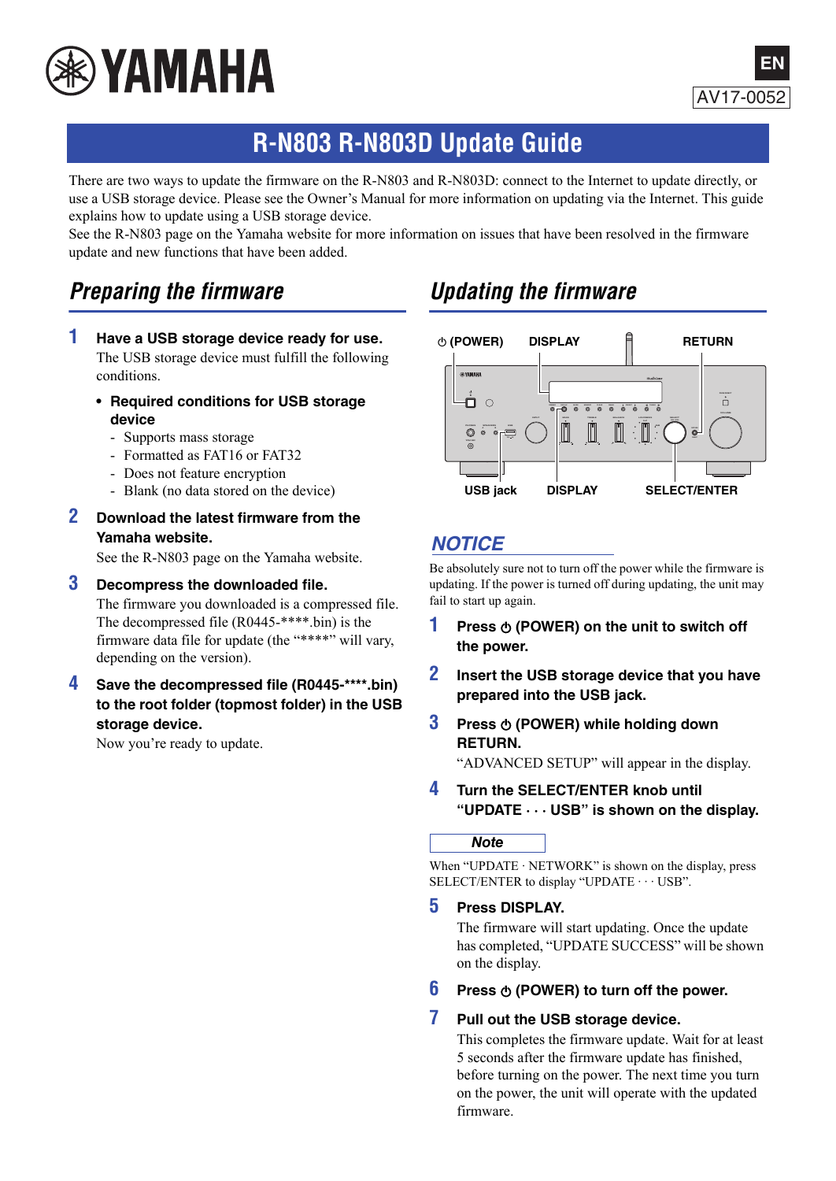YAMAHA

EN

AV17-0052

# R-N803 R-N803D Update Guide

There are two ways to update the firmware on the R-N803 and R-N803D: connect to the Internet to update directly, or use a USB storage device. Please see the Owner's Manual for more information on updating via the Internet. This guide explains how to update using a USB storage device.
See the R-N803 page on the Yamaha website for more information on issues that have been resolved in the firmware update and new functions that have been added.

## *Preparing the firmware*

**1 Have a USB storage device ready for use.**

The USB storage device must fulfill the following conditions.

- **Required conditions for USB storage device**
  - Supports mass storage
  - Formatted as FAT16 or FAT32
  - Does not feature encryption
  - Blank (no data stored on the device)

**2 Download the latest firmware from the Yamaha website.**

See the R-N803 page on the Yamaha website.

**3 Decompress the downloaded file.**

The firmware you downloaded is a compressed file. The decompressed file (R0445-****.bin) is the firmware data file for update (the "****" will vary, depending on the version).

**4 Save the decompressed file (R0445-****.bin) to the root folder (topmost folder) in the USB storage device.**

Now you're ready to update.

## *Updating the firmware*

⏻ (POWER) DISPLAY RETURN

USB jack DISPLAY SELECT/ENTER

### *NOTICE*

Be absolutely sure not to turn off the power while the firmware is updating. If the power is turned off during updating, the unit may fail to start up again.

**1 Press ⏻ (POWER) on the unit to switch off the power.**

**2 Insert the USB storage device that you have prepared into the USB jack.**

**3 Press ⏻ (POWER) while holding down RETURN.**

"ADVANCED SETUP" will appear in the display.

**4 Turn the SELECT/ENTER knob until "UPDATE · · · USB" is shown on the display.**

**Note**

When "UPDATE · NETWORK" is shown on the display, press SELECT/ENTER to display "UPDATE · · · USB".

**5 Press DISPLAY.**

The firmware will start updating. Once the update has completed, "UPDATE SUCCESS" will be shown on the display.

**6 Press ⏻ (POWER) to turn off the power.**

**7 Pull out the USB storage device.**

This completes the firmware update. Wait for at least 5 seconds after the firmware update has finished, before turning on the power. The next time you turn on the power, the unit will operate with the updated firmware.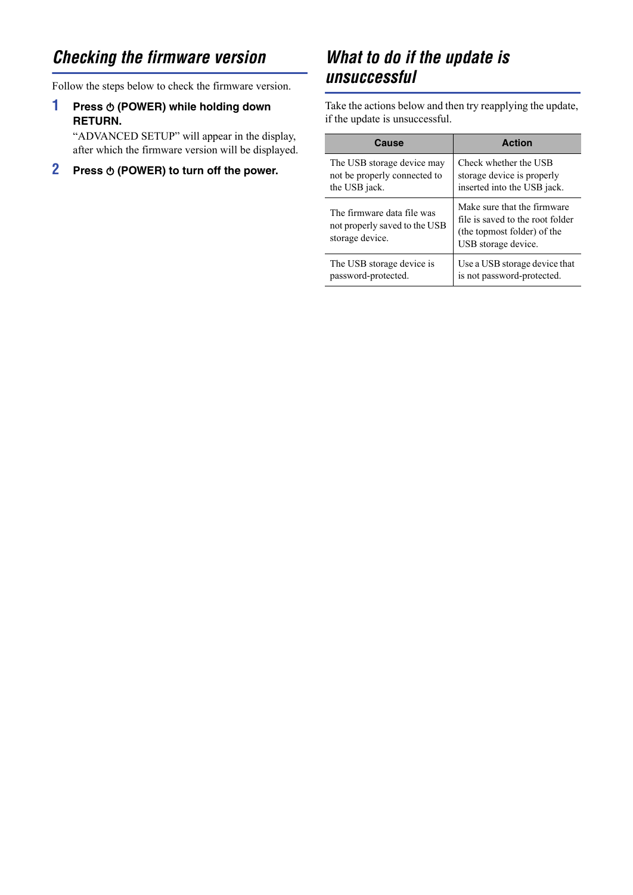## Checking the firmware version

Follow the steps below to check the firmware version.

1. **Press ⏻ (POWER) while holding down RETURN.**

   "ADVANCED SETUP" will appear in the display, after which the firmware version will be displayed.

2. **Press ⏻ (POWER) to turn off the power.**

## What to do if the update is unsuccessful

Take the actions below and then try reapplying the update, if the update is unsuccessful.

| Cause | Action |
| --- | --- |
| The USB storage device may not be properly connected to the USB jack. | Check whether the USB storage device is properly inserted into the USB jack. |
| The firmware data file was not properly saved to the USB storage device. | Make sure that the firmware file is saved to the root folder (the topmost folder) of the USB storage device. |
| The USB storage device is password-protected. | Use a USB storage device that is not password-protected. |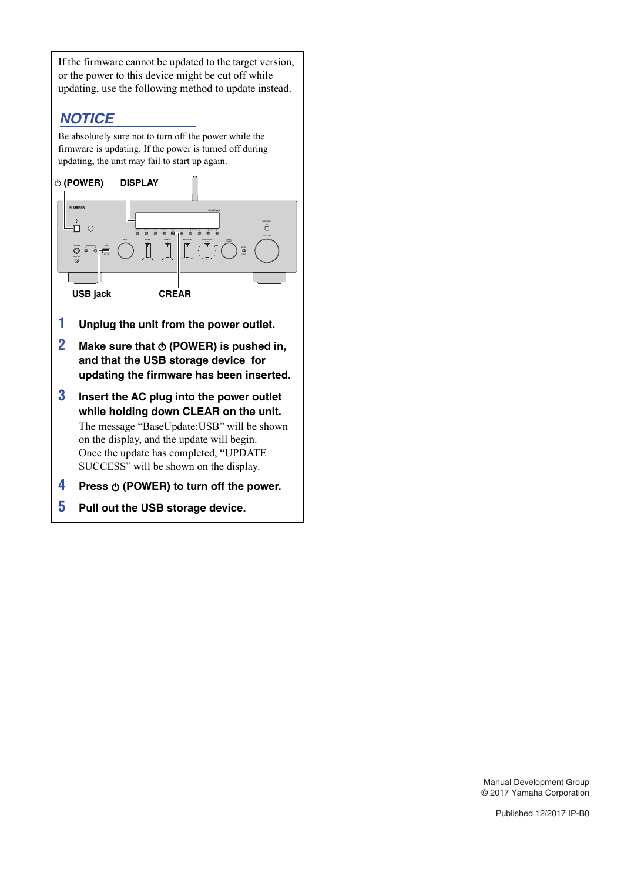If the firmware cannot be updated to the target version, or the power to this device might be cut off while updating, use the following method to update instead.

## *NOTICE*

Be absolutely sure not to turn off the power while the firmware is updating. If the power is turned off during updating, the unit may fail to start up again.

⏻ (POWER)
DISPLAY
USB jack
CREAR

1. **Unplug the unit from the power outlet.**
2. **Make sure that ⏻ (POWER) is pushed in, and that the USB storage device for updating the firmware has been inserted.**
3. **Insert the AC plug into the power outlet while holding down CLEAR on the unit.**
   The message “BaseUpdate:USB” will be shown on the display, and the update will begin.
   Once the update has completed, “UPDATE SUCCESS” will be shown on the display.
4. **Press ⏻ (POWER) to turn off the power.**
5. **Pull out the USB storage device.**

Manual Development Group
© 2017 Yamaha Corporation

Published 12/2017 IP-B0